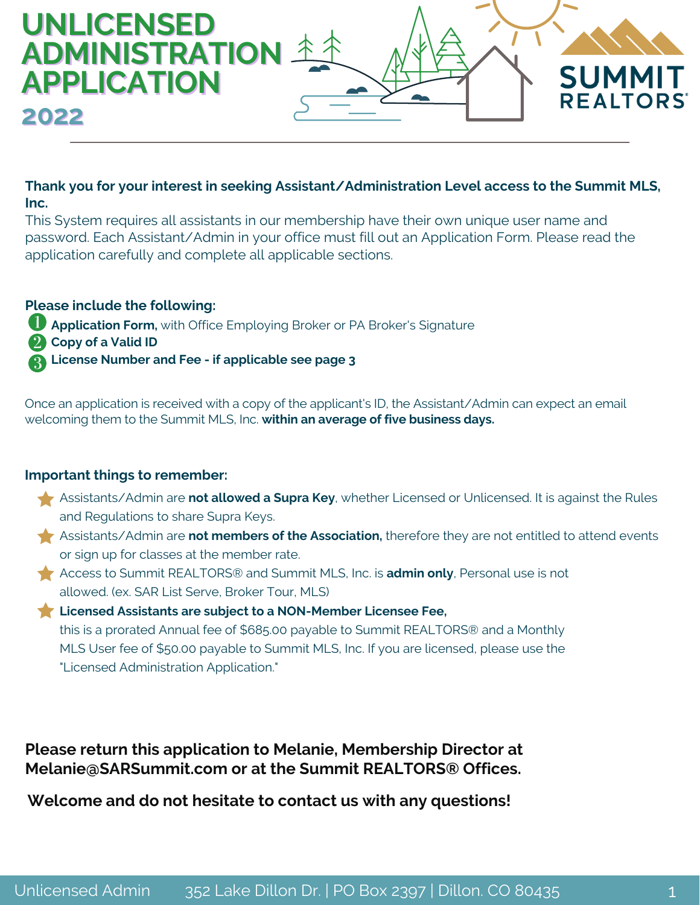# UNLICENSED ADMINISTRATION APPLICATION

## 2022

SUMMIT REALTORS®

**Thank you for your interest in seeking Assistant/Administration Level access to the Summit MLS, Inc.**

This System requires all assistants in our membership have their own unique user name and password. Each Assistant/Admin in your office must fill out an Application Form. Please read the application carefully and complete all applicable sections.

**Please include the following:**

1. **Application Form,** with Office Employing Broker or PA Broker's Signature
2. **Copy of a Valid ID**
3. **License Number and Fee - if applicable see page 3**

Once an application is received with a copy of the applicant's ID, the Assistant/Admin can expect an email welcoming them to the Summit MLS, Inc. **within an average of five business days.**

**Important things to remember:**

- Assistants/Admin are **not allowed a Supra Key**, whether Licensed or Unlicensed. It is against the Rules and Regulations to share Supra Keys.
- Assistants/Admin are **not members of the Association,** therefore they are not entitled to attend events or sign up for classes at the member rate.
- Access to Summit REALTORS® and Summit MLS, Inc. is **admin only**, Personal use is not allowed. (ex. SAR List Serve, Broker Tour, MLS)
- **Licensed Assistants are subject to a NON-Member Licensee Fee,** this is a prorated Annual fee of $685.00 payable to Summit REALTORS® and a Monthly MLS User fee of $50.00 payable to Summit MLS, Inc. If you are licensed, please use the "Licensed Administration Application."

**Please return this application to Melanie, Membership Director at Melanie@SARSummit.com or at the Summit REALTORS® Offices.**

**Welcome and do not hesitate to contact us with any questions!**

Unlicensed Admin 352 Lake Dillon Dr. | PO Box 2397 | Dillon. CO 80435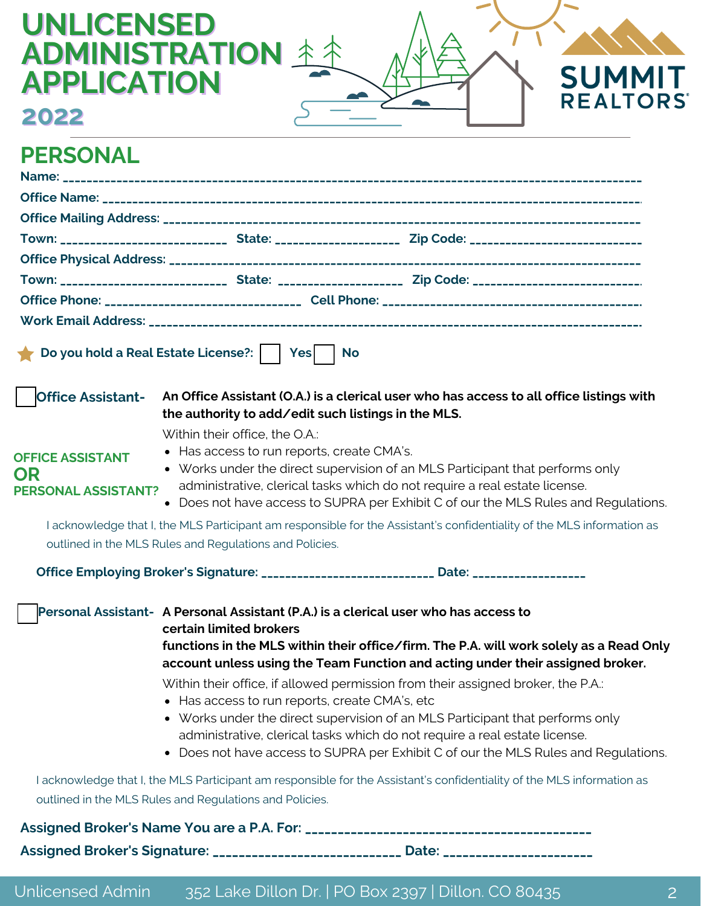# UNLICENSED ADMINISTRATION APPLICATION

## 2022

SUMMIT REALTORS®

## PERSONAL

**Name:** ______________________________________________________________________________

**Office Name:** ________________________________________________________________________

**Office Mailing Address:** ______________________________________________________________

**Town:** __________________________ **State:** ___________________ **Zip Code:** __________________________

**Office Physical Address:** _____________________________________________________________

**Town:** __________________________ **State:** ___________________ **Zip Code:** __________________________

**Office Phone:** ____________________________ **Cell Phone:** ______________________________________

**Work Email Address:** _________________________________________________________________

★ **Do you hold a Real Estate License?:** ☐ **Yes** ☐ **No**

**OFFICE ASSISTANT OR PERSONAL ASSISTANT?**

☐ **Office Assistant-** **An Office Assistant (O.A.) is a clerical user who has access to all office listings with the authority to add/edit such listings in the MLS.**

Within their office, the O.A.:

- Has access to run reports, create CMA's.
- Works under the direct supervision of an MLS Participant that performs only administrative, clerical tasks which do not require a real estate license.
- Does not have access to SUPRA per Exhibit C of our the MLS Rules and Regulations.

I acknowledge that I, the MLS Participant am responsible for the Assistant's confidentiality of the MLS information as outlined in the MLS Rules and Regulations and Policies.

**Office Employing Broker's Signature:** ___________________________ **Date:** _________________

☐ **Personal Assistant-** **A Personal Assistant (P.A.) is a clerical user who has access to certain limited brokers functions in the MLS within their office/firm. The P.A. will work solely as a Read Only account unless using the Team Function and acting under their assigned broker.**

Within their office, if allowed permission from their assigned broker, the P.A.:

- Has access to run reports, create CMA's, etc
- Works under the direct supervision of an MLS Participant that performs only administrative, clerical tasks which do not require a real estate license.
- Does not have access to SUPRA per Exhibit C of our the MLS Rules and Regulations.

I acknowledge that I, the MLS Participant am responsible for the Assistant's confidentiality of the MLS information as outlined in the MLS Rules and Regulations and Policies.

**Assigned Broker's Name You are a P.A. For:** __________________________________________

**Assigned Broker's Signature:** ___________________________ **Date:** _____________________

Unlicensed Admin 352 Lake Dillon Dr. | PO Box 2397 | Dillon. CO 80435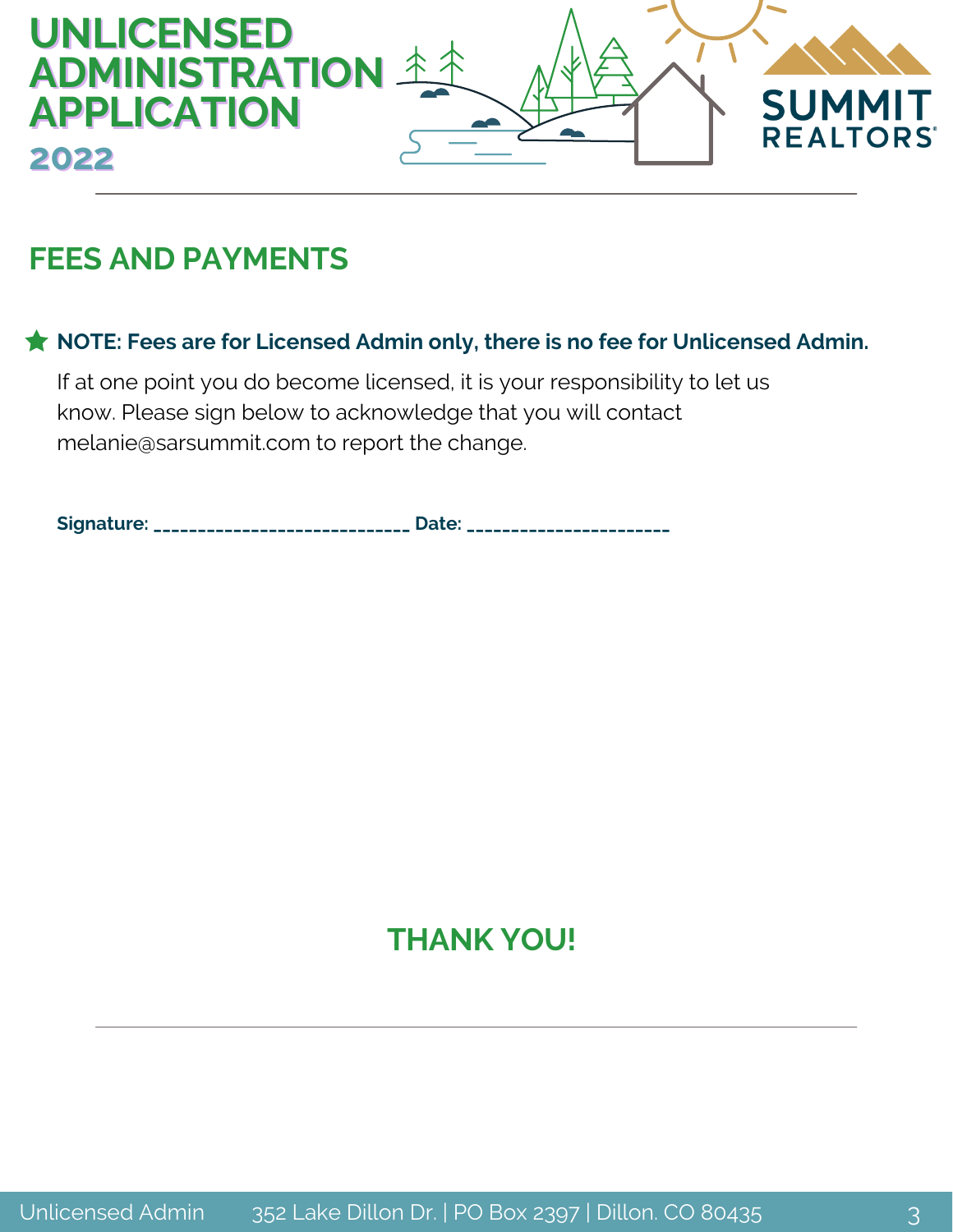# UNLICENSED ADMINISTRATION APPLICATION

**2022**

SUMMIT REALTORS®

## FEES AND PAYMENTS

★ **NOTE: Fees are for Licensed Admin only, there is no fee for Unlicensed Admin.**

If at one point you do become licensed, it is your responsibility to let us know. Please sign below to acknowledge that you will contact melanie@sarsummit.com to report the change.

**Signature: ____________________________ Date: _____________________**

## THANK YOU!

Unlicensed Admin 352 Lake Dillon Dr. | PO Box 2397 | Dillon. CO 80435